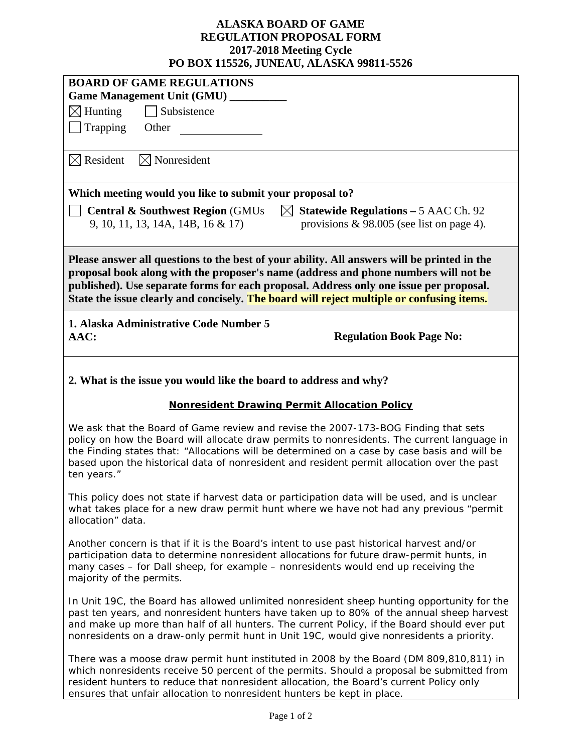# ALASKA BOARD OF GAME
## REGULATION PROPOSAL FORM
## 2017-2018 Meeting Cycle
## PO BOX 115526, JUNEAU, ALASKA 99811-5526

**BOARD OF GAME REGULATIONS**

**Game Management Unit (GMU) __________**

☒ Hunting ☐ Subsistence

☐ Trapping Other ______________

☒ Resident ☒ Nonresident

**Which meeting would you like to submit your proposal to?**

☐ **Central & Southwest Region** (GMUs 9, 10, 11, 13, 14A, 14B, 16 & 17)

☒ **Statewide Regulations –** 5 AAC Ch. 92 provisions & 98.005 (see list on page 4).

**Please answer all questions to the best of your ability. All answers will be printed in the proposal book along with the proposer's name (address and phone numbers will not be published). Use separate forms for each proposal. Address only one issue per proposal. State the issue clearly and concisely. The board will reject multiple or confusing items.**

**1. Alaska Administrative Code Number 5 AAC:** **Regulation Book Page No:**

**2. What is the issue you would like the board to address and why?**

**Nonresident Drawing Permit Allocation Policy**

We ask that the Board of Game review and revise the 2007-173-BOG Finding that sets policy on how the Board will allocate draw permits to nonresidents. The current language in the Finding states that: "Allocations will be determined on a case by case basis and will be based upon the historical data of nonresident and resident permit allocation over the past ten years."

This policy does not state if harvest data or participation data will be used, and is unclear what takes place for a new draw permit hunt where we have not had any previous "permit allocation" data.

Another concern is that if it is the Board's intent to use past historical harvest and/or participation data to determine nonresident allocations for future draw-permit hunts, in many cases – for Dall sheep, for example – nonresidents would end up receiving the majority of the permits.

In Unit 19C, the Board has allowed unlimited nonresident sheep hunting opportunity for the past ten years, and nonresident hunters have taken up to 80% of the annual sheep harvest and make up more than half of all hunters. The current Policy, if the Board should ever put nonresidents on a draw-only permit hunt in Unit 19C, would give nonresidents a priority.

There was a moose draw permit hunt instituted in 2008 by the Board (DM 809,810,811) in which nonresidents receive 50 percent of the permits. Should a proposal be submitted from resident hunters to reduce that nonresident allocation, the Board's current Policy only ensures that unfair allocation to nonresident hunters be kept in place.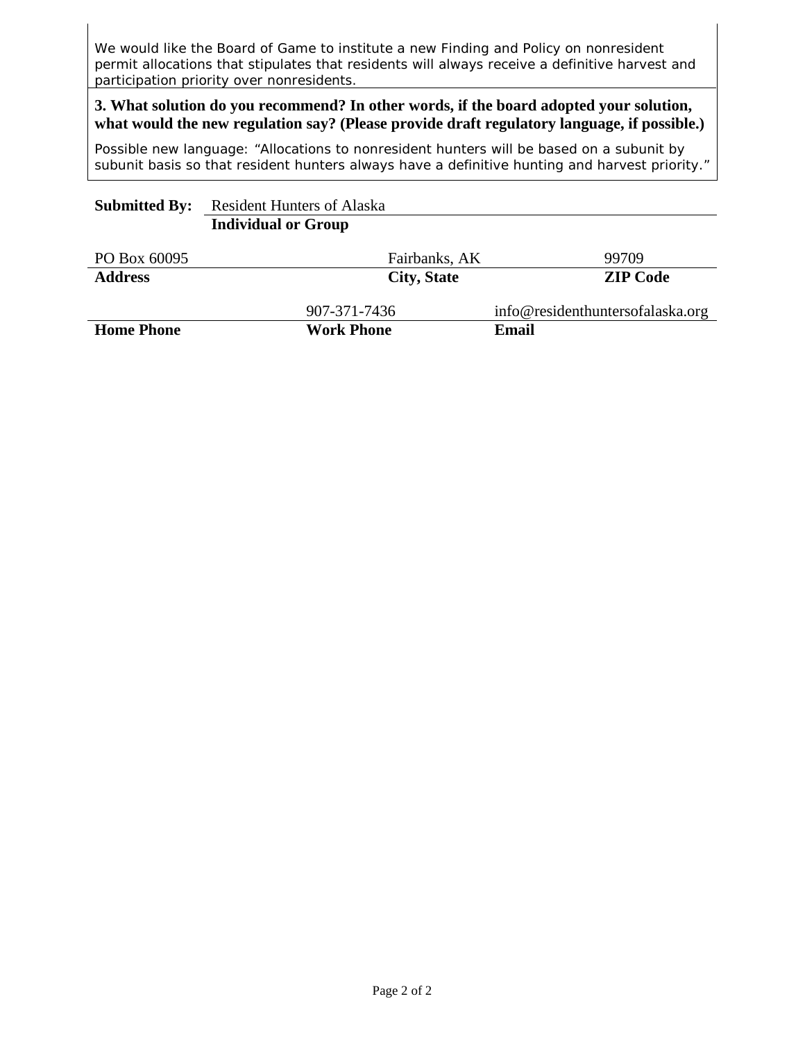We would like the Board of Game to institute a new Finding and Policy on nonresident permit allocations that stipulates that residents will always receive a definitive harvest and participation priority over nonresidents.

**3. What solution do you recommend? In other words, if the board adopted your solution, what would the new regulation say? (Please provide draft regulatory language, if possible.)**

Possible new language: "Allocations to nonresident hunters will be based on a subunit by subunit basis so that resident hunters always have a definitive hunting and harvest priority."

**Submitted By:** Resident Hunters of Alaska
**Individual or Group**

| | | |
|---|---|---|
| PO Box 60095 | Fairbanks, AK | 99709 |
| **Address** | **City, State** | **ZIP Code** |
| | 907-371-7436 | info@residenthuntersofalaska.org |
| **Home Phone** | **Work Phone** | **Email** |